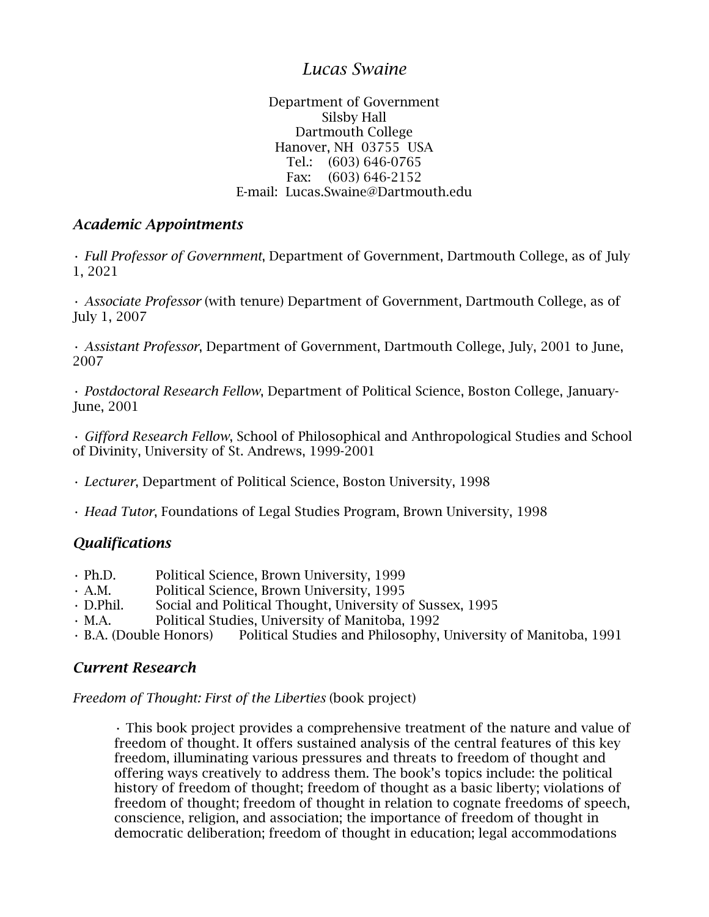# *Lucas Swaine*

Department of Government
Silsby Hall
Dartmouth College
Hanover, NH 03755 USA
Tel.: (603) 646-0765
Fax: (603) 646-2152
E-mail: Lucas.Swaine@Dartmouth.edu

## *Academic Appointments*

· *Full Professor of Government*, Department of Government, Dartmouth College, as of July 1, 2021

· *Associate Professor* (with tenure) Department of Government, Dartmouth College, as of July 1, 2007

· *Assistant Professor*, Department of Government, Dartmouth College, July, 2001 to June, 2007

· *Postdoctoral Research Fellow*, Department of Political Science, Boston College, January-June, 2001

· *Gifford Research Fellow*, School of Philosophical and Anthropological Studies and School of Divinity, University of St. Andrews, 1999-2001

· *Lecturer*, Department of Political Science, Boston University, 1998

· *Head Tutor*, Foundations of Legal Studies Program, Brown University, 1998

## *Qualifications*

- Ph.D. Political Science, Brown University, 1999
- A.M. Political Science, Brown University, 1995
- D.Phil. Social and Political Thought, University of Sussex, 1995
- M.A. Political Studies, University of Manitoba, 1992
- B.A. (Double Honors) Political Studies and Philosophy, University of Manitoba, 1991

## *Current Research*

*Freedom of Thought: First of the Liberties* (book project)

> · This book project provides a comprehensive treatment of the nature and value of freedom of thought. It offers sustained analysis of the central features of this key freedom, illuminating various pressures and threats to freedom of thought and offering ways creatively to address them. The book's topics include: the political history of freedom of thought; freedom of thought as a basic liberty; violations of freedom of thought; freedom of thought in relation to cognate freedoms of speech, conscience, religion, and association; the importance of freedom of thought in democratic deliberation; freedom of thought in education; legal accommodations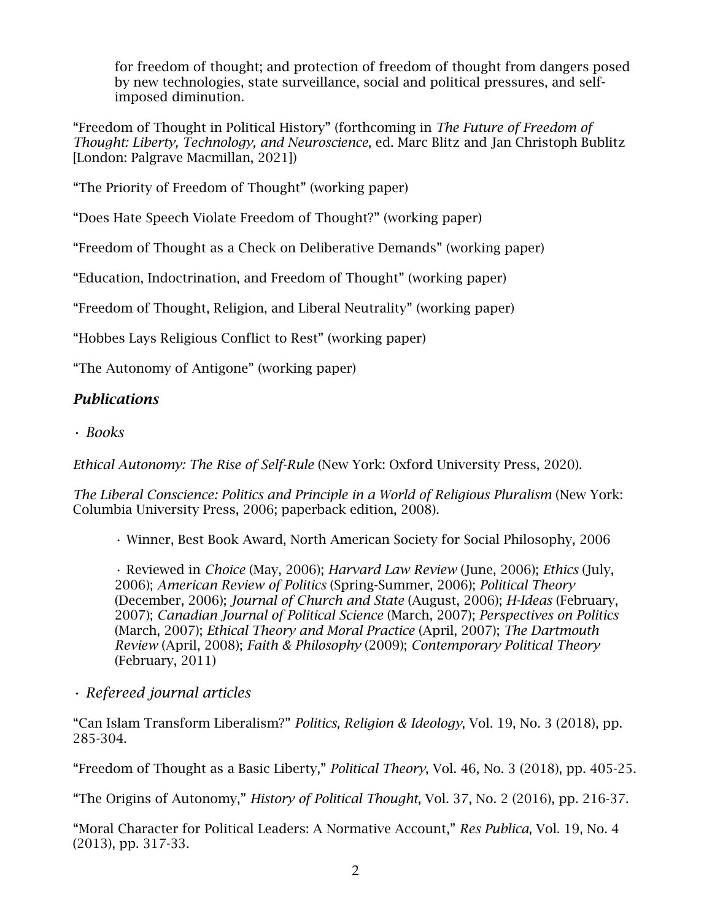for freedom of thought; and protection of freedom of thought from dangers posed by new technologies, state surveillance, social and political pressures, and self-imposed diminution.

"Freedom of Thought in Political History" (forthcoming in *The Future of Freedom of Thought: Liberty, Technology, and Neuroscience*, ed. Marc Blitz and Jan Christoph Bublitz [London: Palgrave Macmillan, 2021])

"The Priority of Freedom of Thought" (working paper)

"Does Hate Speech Violate Freedom of Thought?" (working paper)

"Freedom of Thought as a Check on Deliberative Demands" (working paper)

"Education, Indoctrination, and Freedom of Thought" (working paper)

"Freedom of Thought, Religion, and Liberal Neutrality" (working paper)

"Hobbes Lays Religious Conflict to Rest" (working paper)

"The Autonomy of Antigone" (working paper)

## *Publications*

· *Books*

*Ethical Autonomy: The Rise of Self-Rule* (New York: Oxford University Press, 2020).

*The Liberal Conscience: Politics and Principle in a World of Religious Pluralism* (New York: Columbia University Press, 2006; paperback edition, 2008).

· Winner, Best Book Award, North American Society for Social Philosophy, 2006

· Reviewed in *Choice* (May, 2006); *Harvard Law Review* (June, 2006); *Ethics* (July, 2006); *American Review of Politics* (Spring-Summer, 2006); *Political Theory* (December, 2006); *Journal of Church and State* (August, 2006); *H-Ideas* (February, 2007); *Canadian Journal of Political Science* (March, 2007); *Perspectives on Politics* (March, 2007); *Ethical Theory and Moral Practice* (April, 2007); *The Dartmouth Review* (April, 2008); *Faith & Philosophy* (2009); *Contemporary Political Theory* (February, 2011)

· *Refereed journal articles*

"Can Islam Transform Liberalism?" *Politics, Religion & Ideology*, Vol. 19, No. 3 (2018), pp. 285-304.

"Freedom of Thought as a Basic Liberty," *Political Theory*, Vol. 46, No. 3 (2018), pp. 405-25.

"The Origins of Autonomy," *History of Political Thought*, Vol. 37, No. 2 (2016), pp. 216-37.

"Moral Character for Political Leaders: A Normative Account," *Res Publica*, Vol. 19, No. 4 (2013), pp. 317-33.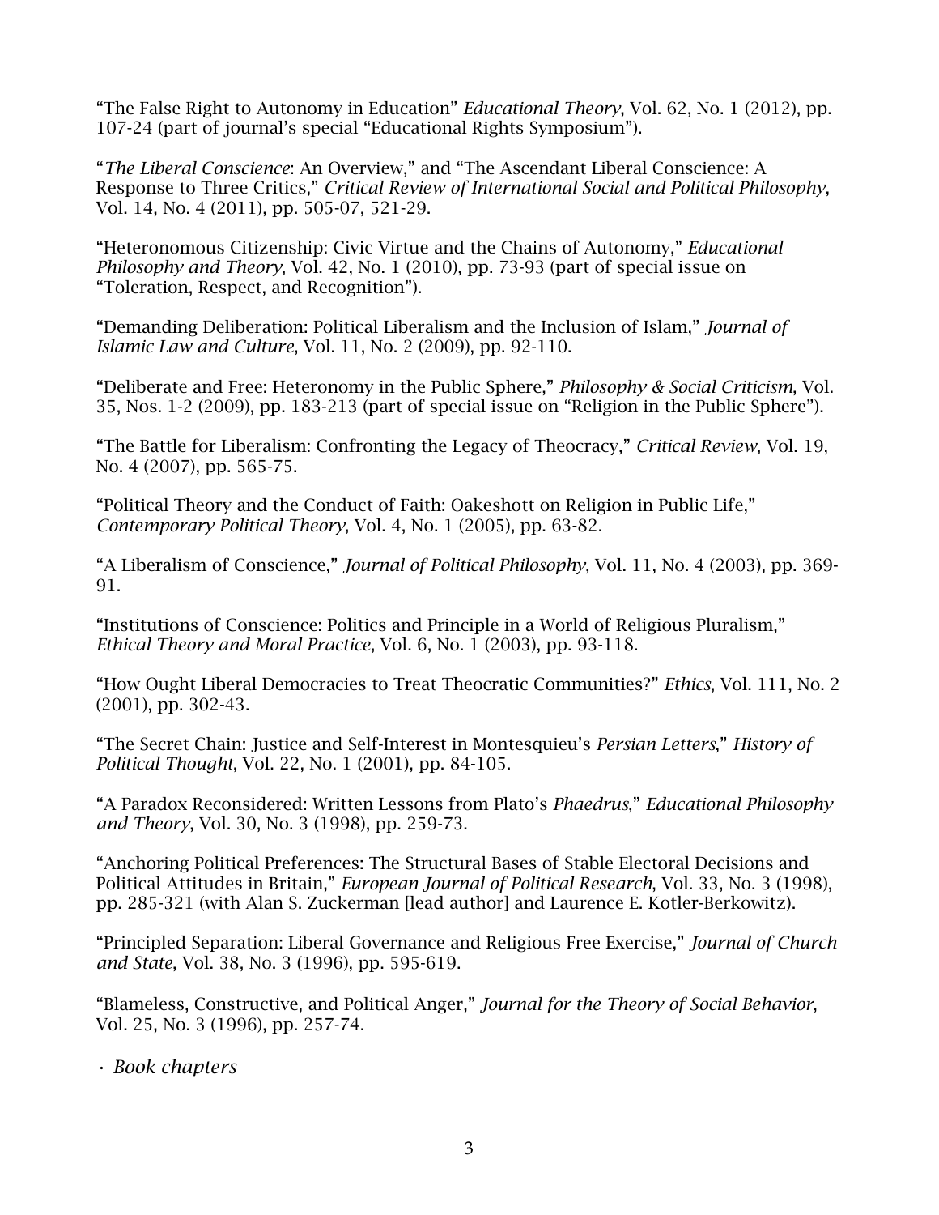"The False Right to Autonomy in Education" *Educational Theory*, Vol. 62, No. 1 (2012), pp. 107-24 (part of journal's special "Educational Rights Symposium").

"*The Liberal Conscience*: An Overview," and "The Ascendant Liberal Conscience: A Response to Three Critics," *Critical Review of International Social and Political Philosophy*, Vol. 14, No. 4 (2011), pp. 505-07, 521-29.

"Heteronomous Citizenship: Civic Virtue and the Chains of Autonomy," *Educational Philosophy and Theory*, Vol. 42, No. 1 (2010), pp. 73-93 (part of special issue on "Toleration, Respect, and Recognition").

"Demanding Deliberation: Political Liberalism and the Inclusion of Islam," *Journal of Islamic Law and Culture*, Vol. 11, No. 2 (2009), pp. 92-110.

"Deliberate and Free: Heteronomy in the Public Sphere," *Philosophy & Social Criticism*, Vol. 35, Nos. 1-2 (2009), pp. 183-213 (part of special issue on "Religion in the Public Sphere").

"The Battle for Liberalism: Confronting the Legacy of Theocracy," *Critical Review*, Vol. 19, No. 4 (2007), pp. 565-75.

"Political Theory and the Conduct of Faith: Oakeshott on Religion in Public Life," *Contemporary Political Theory*, Vol. 4, No. 1 (2005), pp. 63-82.

"A Liberalism of Conscience," *Journal of Political Philosophy*, Vol. 11, No. 4 (2003), pp. 369-91.

"Institutions of Conscience: Politics and Principle in a World of Religious Pluralism," *Ethical Theory and Moral Practice*, Vol. 6, No. 1 (2003), pp. 93-118.

"How Ought Liberal Democracies to Treat Theocratic Communities?" *Ethics*, Vol. 111, No. 2 (2001), pp. 302-43.

"The Secret Chain: Justice and Self-Interest in Montesquieu's *Persian Letters*," *History of Political Thought*, Vol. 22, No. 1 (2001), pp. 84-105.

"A Paradox Reconsidered: Written Lessons from Plato's *Phaedrus*," *Educational Philosophy and Theory*, Vol. 30, No. 3 (1998), pp. 259-73.

"Anchoring Political Preferences: The Structural Bases of Stable Electoral Decisions and Political Attitudes in Britain," *European Journal of Political Research*, Vol. 33, No. 3 (1998), pp. 285-321 (with Alan S. Zuckerman [lead author] and Laurence E. Kotler-Berkowitz).

"Principled Separation: Liberal Governance and Religious Free Exercise," *Journal of Church and State*, Vol. 38, No. 3 (1996), pp. 595-619.

"Blameless, Constructive, and Political Anger," *Journal for the Theory of Social Behavior*, Vol. 25, No. 3 (1996), pp. 257-74.

- *Book chapters*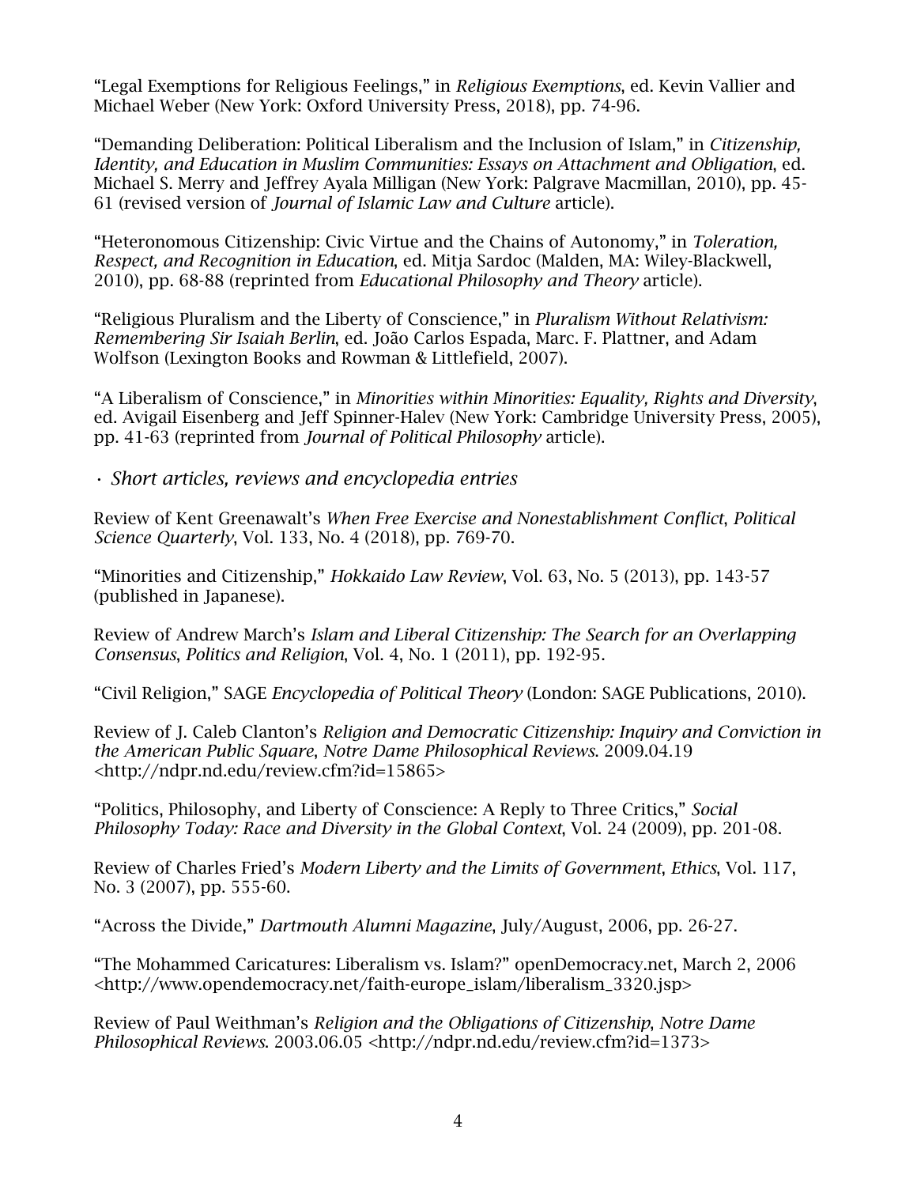"Legal Exemptions for Religious Feelings," in *Religious Exemptions*, ed. Kevin Vallier and Michael Weber (New York: Oxford University Press, 2018), pp. 74-96.

"Demanding Deliberation: Political Liberalism and the Inclusion of Islam," in *Citizenship, Identity, and Education in Muslim Communities: Essays on Attachment and Obligation*, ed. Michael S. Merry and Jeffrey Ayala Milligan (New York: Palgrave Macmillan, 2010), pp. 45-61 (revised version of *Journal of Islamic Law and Culture* article).

"Heteronomous Citizenship: Civic Virtue and the Chains of Autonomy," in *Toleration, Respect, and Recognition in Education*, ed. Mitja Sardoc (Malden, MA: Wiley-Blackwell, 2010), pp. 68-88 (reprinted from *Educational Philosophy and Theory* article).

"Religious Pluralism and the Liberty of Conscience," in *Pluralism Without Relativism: Remembering Sir Isaiah Berlin*, ed. João Carlos Espada, Marc. F. Plattner, and Adam Wolfson (Lexington Books and Rowman & Littlefield, 2007).

"A Liberalism of Conscience," in *Minorities within Minorities: Equality, Rights and Diversity*, ed. Avigail Eisenberg and Jeff Spinner-Halev (New York: Cambridge University Press, 2005), pp. 41-63 (reprinted from *Journal of Political Philosophy* article).

· *Short articles, reviews and encyclopedia entries*

Review of Kent Greenawalt's *When Free Exercise and Nonestablishment Conflict*, *Political Science Quarterly*, Vol. 133, No. 4 (2018), pp. 769-70.

"Minorities and Citizenship," *Hokkaido Law Review*, Vol. 63, No. 5 (2013), pp. 143-57 (published in Japanese).

Review of Andrew March's *Islam and Liberal Citizenship: The Search for an Overlapping Consensus*, *Politics and Religion*, Vol. 4, No. 1 (2011), pp. 192-95.

"Civil Religion," SAGE *Encyclopedia of Political Theory* (London: SAGE Publications, 2010).

Review of J. Caleb Clanton's *Religion and Democratic Citizenship: Inquiry and Conviction in the American Public Square*, *Notre Dame Philosophical Reviews*. 2009.04.19 <http://ndpr.nd.edu/review.cfm?id=15865>

"Politics, Philosophy, and Liberty of Conscience: A Reply to Three Critics," *Social Philosophy Today: Race and Diversity in the Global Context*, Vol. 24 (2009), pp. 201-08.

Review of Charles Fried's *Modern Liberty and the Limits of Government*, *Ethics*, Vol. 117, No. 3 (2007), pp. 555-60.

"Across the Divide," *Dartmouth Alumni Magazine*, July/August, 2006, pp. 26-27.

"The Mohammed Caricatures: Liberalism vs. Islam?" openDemocracy.net, March 2, 2006 <http://www.opendemocracy.net/faith-europe_islam/liberalism_3320.jsp>

Review of Paul Weithman's *Religion and the Obligations of Citizenship*, *Notre Dame Philosophical Reviews*. 2003.06.05 <http://ndpr.nd.edu/review.cfm?id=1373>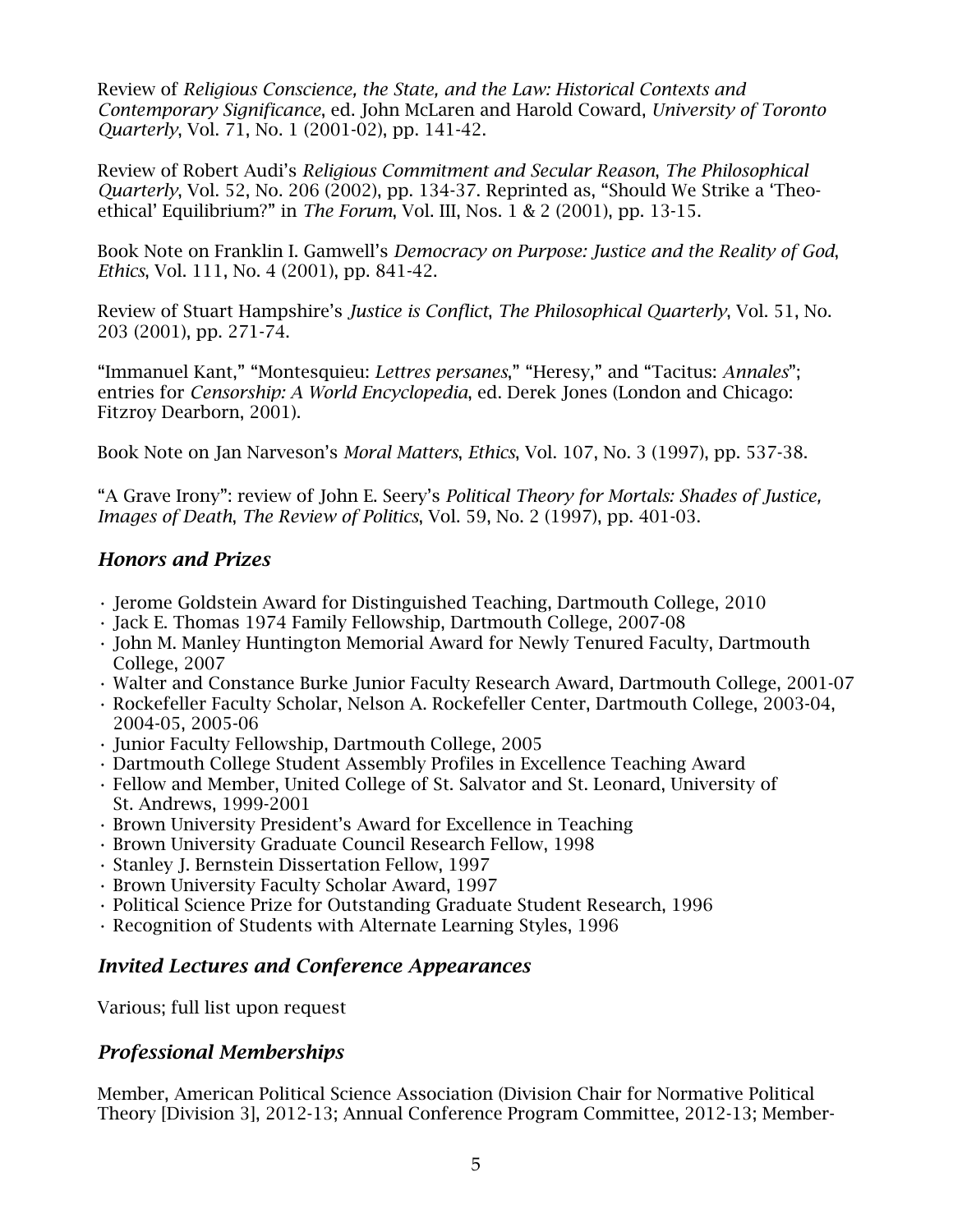Review of *Religious Conscience, the State, and the Law: Historical Contexts and Contemporary Significance*, ed. John McLaren and Harold Coward, *University of Toronto Quarterly*, Vol. 71, No. 1 (2001-02), pp. 141-42.

Review of Robert Audi's *Religious Commitment and Secular Reason*, *The Philosophical Quarterly*, Vol. 52, No. 206 (2002), pp. 134-37. Reprinted as, "Should We Strike a 'Theo-ethical' Equilibrium?" in *The Forum*, Vol. III, Nos. 1 & 2 (2001), pp. 13-15.

Book Note on Franklin I. Gamwell's *Democracy on Purpose: Justice and the Reality of God*, *Ethics*, Vol. 111, No. 4 (2001), pp. 841-42.

Review of Stuart Hampshire's *Justice is Conflict*, *The Philosophical Quarterly*, Vol. 51, No. 203 (2001), pp. 271-74.

"Immanuel Kant," "Montesquieu: *Lettres persanes*," "Heresy," and "Tacitus: *Annales*"; entries for *Censorship: A World Encyclopedia*, ed. Derek Jones (London and Chicago: Fitzroy Dearborn, 2001).

Book Note on Jan Narveson's *Moral Matters*, *Ethics*, Vol. 107, No. 3 (1997), pp. 537-38.

"A Grave Irony": review of John E. Seery's *Political Theory for Mortals: Shades of Justice, Images of Death*, *The Review of Politics*, Vol. 59, No. 2 (1997), pp. 401-03.

## *Honors and Prizes*

- Jerome Goldstein Award for Distinguished Teaching, Dartmouth College, 2010
- Jack E. Thomas 1974 Family Fellowship, Dartmouth College, 2007-08
- John M. Manley Huntington Memorial Award for Newly Tenured Faculty, Dartmouth College, 2007
- Walter and Constance Burke Junior Faculty Research Award, Dartmouth College, 2001-07
- Rockefeller Faculty Scholar, Nelson A. Rockefeller Center, Dartmouth College, 2003-04, 2004-05, 2005-06
- Junior Faculty Fellowship, Dartmouth College, 2005
- Dartmouth College Student Assembly Profiles in Excellence Teaching Award
- Fellow and Member, United College of St. Salvator and St. Leonard, University of St. Andrews, 1999-2001
- Brown University President's Award for Excellence in Teaching
- Brown University Graduate Council Research Fellow, 1998
- Stanley J. Bernstein Dissertation Fellow, 1997
- Brown University Faculty Scholar Award, 1997
- Political Science Prize for Outstanding Graduate Student Research, 1996
- Recognition of Students with Alternate Learning Styles, 1996

## *Invited Lectures and Conference Appearances*

Various; full list upon request

## *Professional Memberships*

Member, American Political Science Association (Division Chair for Normative Political Theory [Division 3], 2012-13; Annual Conference Program Committee, 2012-13; Member-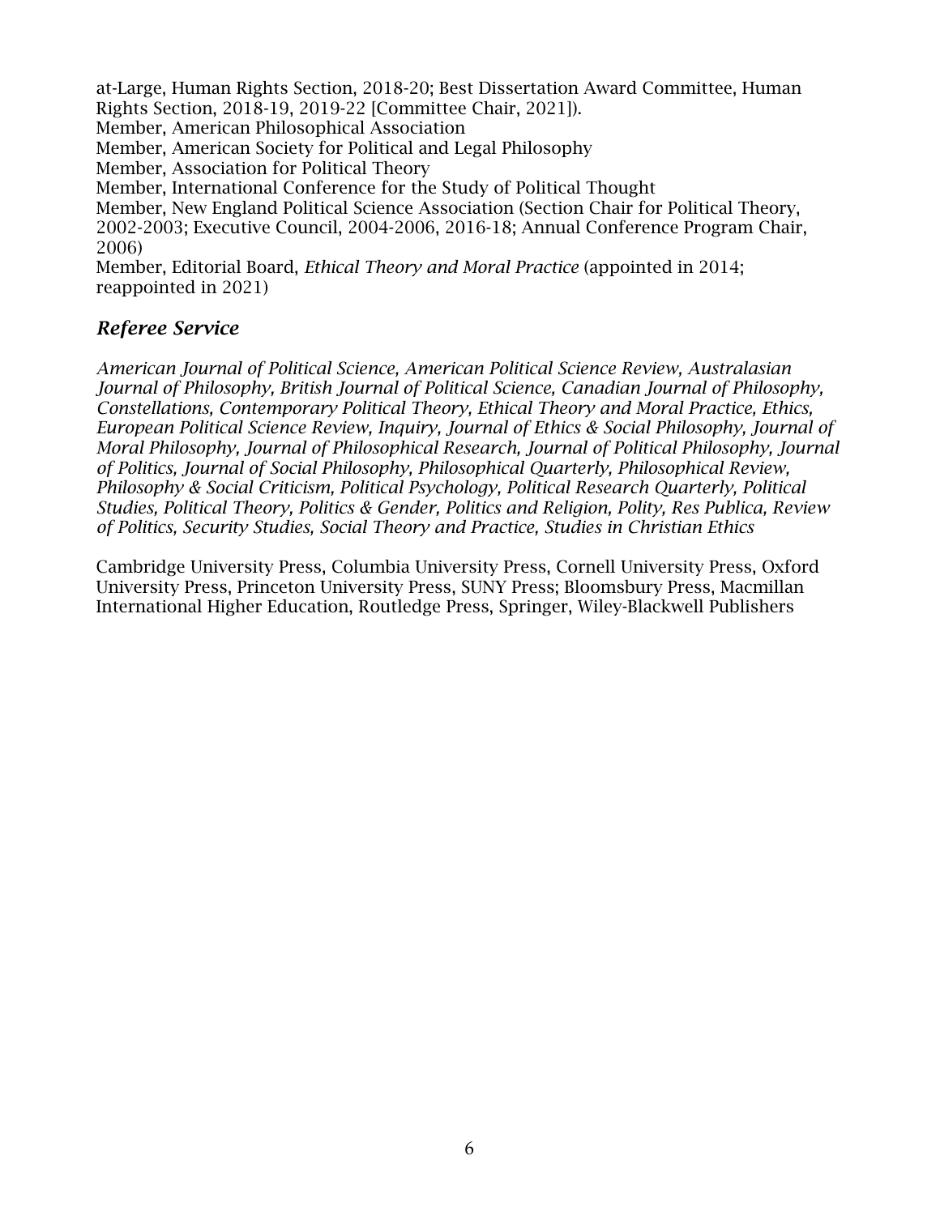at-Large, Human Rights Section, 2018-20; Best Dissertation Award Committee, Human Rights Section, 2018-19, 2019-22 [Committee Chair, 2021]).
Member, American Philosophical Association
Member, American Society for Political and Legal Philosophy
Member, Association for Political Theory
Member, International Conference for the Study of Political Thought
Member, New England Political Science Association (Section Chair for Political Theory, 2002-2003; Executive Council, 2004-2006, 2016-18; Annual Conference Program Chair, 2006)
Member, Editorial Board, *Ethical Theory and Moral Practice* (appointed in 2014; reappointed in 2021)

### *Referee Service*

*American Journal of Political Science, American Political Science Review, Australasian Journal of Philosophy, British Journal of Political Science, Canadian Journal of Philosophy, Constellations, Contemporary Political Theory, Ethical Theory and Moral Practice, Ethics, European Political Science Review, Inquiry, Journal of Ethics & Social Philosophy, Journal of Moral Philosophy, Journal of Philosophical Research, Journal of Political Philosophy, Journal of Politics, Journal of Social Philosophy, Philosophical Quarterly, Philosophical Review, Philosophy & Social Criticism, Political Psychology, Political Research Quarterly, Political Studies, Political Theory, Politics & Gender, Politics and Religion, Polity, Res Publica, Review of Politics, Security Studies, Social Theory and Practice, Studies in Christian Ethics*

Cambridge University Press, Columbia University Press, Cornell University Press, Oxford University Press, Princeton University Press, SUNY Press; Bloomsbury Press, Macmillan International Higher Education, Routledge Press, Springer, Wiley-Blackwell Publishers